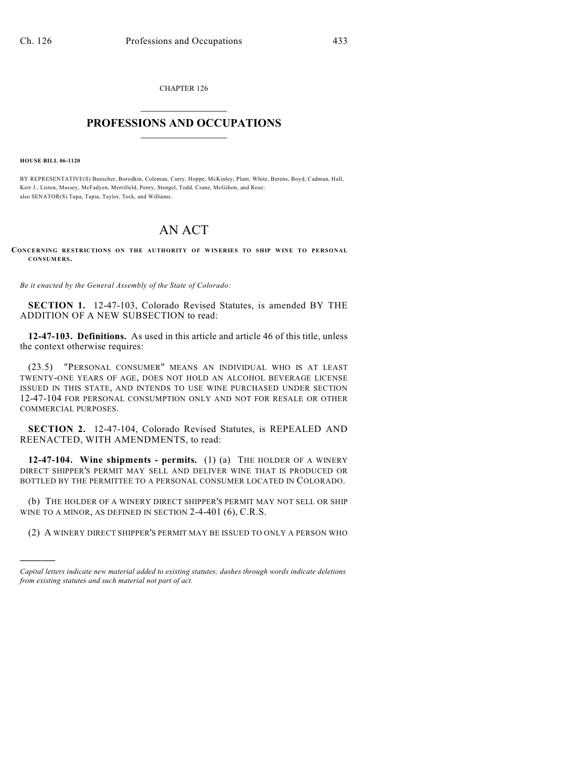CHAPTER 126

# PROFESSIONS AND OCCUPATIONS

**HOUSE BILL 06-1120**

BY REPRESENTATIVE(S) Buescher, Borodkin, Coleman, Curry, Hoppe, McKinley, Plant, White, Berens, Boyd, Cadman, Hall, Kerr J., Liston, Massey, McFadyen, Merrifield, Penry, Stengel, Todd, Crane, McGihon, and Rose;
also SENATOR(S) Tupa, Tapia, Taylor, Teck, and Williams.

# AN ACT

**CONCERNING RESTRICTIONS ON THE AUTHORITY OF WINERIES TO SHIP WINE TO PERSONAL CONSUMERS.**

*Be it enacted by the General Assembly of the State of Colorado:*

**SECTION 1.** 12-47-103, Colorado Revised Statutes, is amended BY THE ADDITION OF A NEW SUBSECTION to read:

**12-47-103. Definitions.** As used in this article and article 46 of this title, unless the context otherwise requires:

(23.5) "PERSONAL CONSUMER" MEANS AN INDIVIDUAL WHO IS AT LEAST TWENTY-ONE YEARS OF AGE, DOES NOT HOLD AN ALCOHOL BEVERAGE LICENSE ISSUED IN THIS STATE, AND INTENDS TO USE WINE PURCHASED UNDER SECTION 12-47-104 FOR PERSONAL CONSUMPTION ONLY AND NOT FOR RESALE OR OTHER COMMERCIAL PURPOSES.

**SECTION 2.** 12-47-104, Colorado Revised Statutes, is REPEALED AND REENACTED, WITH AMENDMENTS, to read:

**12-47-104. Wine shipments - permits.** (1) (a) THE HOLDER OF A WINERY DIRECT SHIPPER'S PERMIT MAY SELL AND DELIVER WINE THAT IS PRODUCED OR BOTTLED BY THE PERMITTEE TO A PERSONAL CONSUMER LOCATED IN COLORADO.

(b) THE HOLDER OF A WINERY DIRECT SHIPPER'S PERMIT MAY NOT SELL OR SHIP WINE TO A MINOR, AS DEFINED IN SECTION 2-4-401 (6), C.R.S.

(2) A WINERY DIRECT SHIPPER'S PERMIT MAY BE ISSUED TO ONLY A PERSON WHO

---

*Capital letters indicate new material added to existing statutes; dashes through words indicate deletions from existing statutes and such material not part of act.*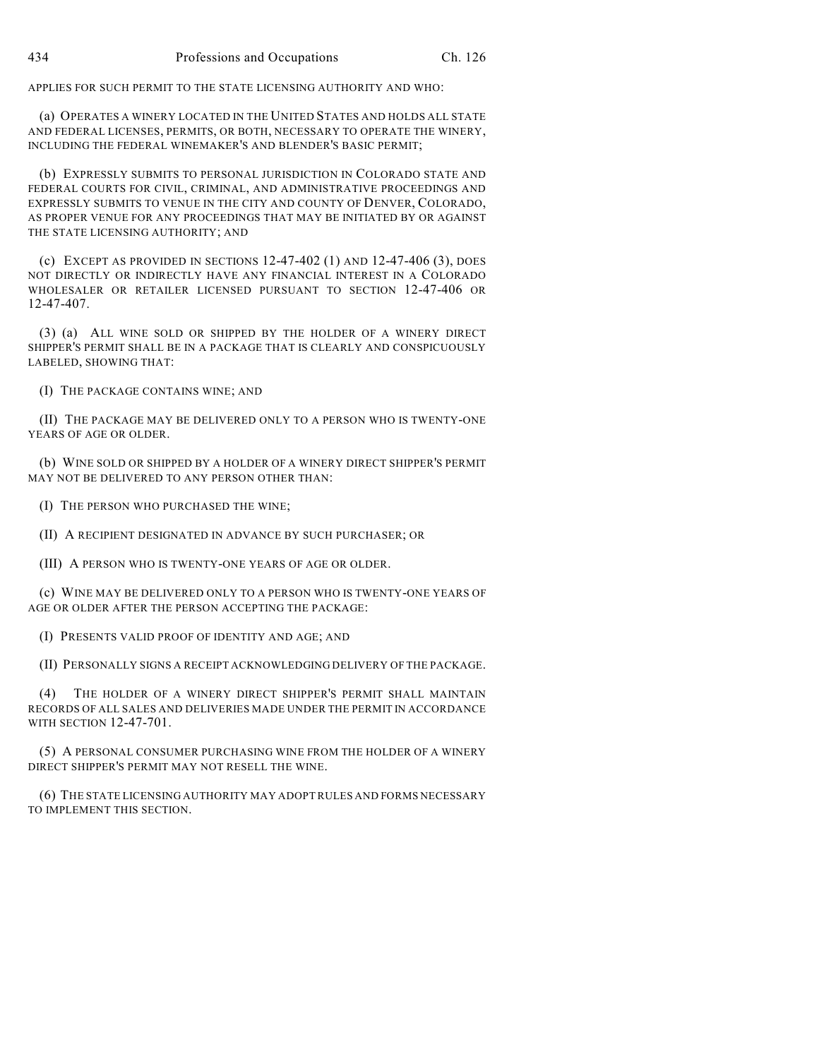APPLIES FOR SUCH PERMIT TO THE STATE LICENSING AUTHORITY AND WHO:

(a) OPERATES A WINERY LOCATED IN THE UNITED STATES AND HOLDS ALL STATE AND FEDERAL LICENSES, PERMITS, OR BOTH, NECESSARY TO OPERATE THE WINERY, INCLUDING THE FEDERAL WINEMAKER'S AND BLENDER'S BASIC PERMIT;

(b) EXPRESSLY SUBMITS TO PERSONAL JURISDICTION IN COLORADO STATE AND FEDERAL COURTS FOR CIVIL, CRIMINAL, AND ADMINISTRATIVE PROCEEDINGS AND EXPRESSLY SUBMITS TO VENUE IN THE CITY AND COUNTY OF DENVER, COLORADO, AS PROPER VENUE FOR ANY PROCEEDINGS THAT MAY BE INITIATED BY OR AGAINST THE STATE LICENSING AUTHORITY; AND

(c) EXCEPT AS PROVIDED IN SECTIONS 12-47-402 (1) AND 12-47-406 (3), DOES NOT DIRECTLY OR INDIRECTLY HAVE ANY FINANCIAL INTEREST IN A COLORADO WHOLESALER OR RETAILER LICENSED PURSUANT TO SECTION 12-47-406 OR 12-47-407.

(3) (a) ALL WINE SOLD OR SHIPPED BY THE HOLDER OF A WINERY DIRECT SHIPPER'S PERMIT SHALL BE IN A PACKAGE THAT IS CLEARLY AND CONSPICUOUSLY LABELED, SHOWING THAT:

(I) THE PACKAGE CONTAINS WINE; AND

(II) THE PACKAGE MAY BE DELIVERED ONLY TO A PERSON WHO IS TWENTY-ONE YEARS OF AGE OR OLDER.

(b) WINE SOLD OR SHIPPED BY A HOLDER OF A WINERY DIRECT SHIPPER'S PERMIT MAY NOT BE DELIVERED TO ANY PERSON OTHER THAN:

(I) THE PERSON WHO PURCHASED THE WINE;

(II) A RECIPIENT DESIGNATED IN ADVANCE BY SUCH PURCHASER; OR

(III) A PERSON WHO IS TWENTY-ONE YEARS OF AGE OR OLDER.

(c) WINE MAY BE DELIVERED ONLY TO A PERSON WHO IS TWENTY-ONE YEARS OF AGE OR OLDER AFTER THE PERSON ACCEPTING THE PACKAGE:

(I) PRESENTS VALID PROOF OF IDENTITY AND AGE; AND

(II) PERSONALLY SIGNS A RECEIPT ACKNOWLEDGING DELIVERY OF THE PACKAGE.

(4) THE HOLDER OF A WINERY DIRECT SHIPPER'S PERMIT SHALL MAINTAIN RECORDS OF ALL SALES AND DELIVERIES MADE UNDER THE PERMIT IN ACCORDANCE WITH SECTION 12-47-701.

(5) A PERSONAL CONSUMER PURCHASING WINE FROM THE HOLDER OF A WINERY DIRECT SHIPPER'S PERMIT MAY NOT RESELL THE WINE.

(6) THE STATE LICENSING AUTHORITY MAY ADOPT RULES AND FORMS NECESSARY TO IMPLEMENT THIS SECTION.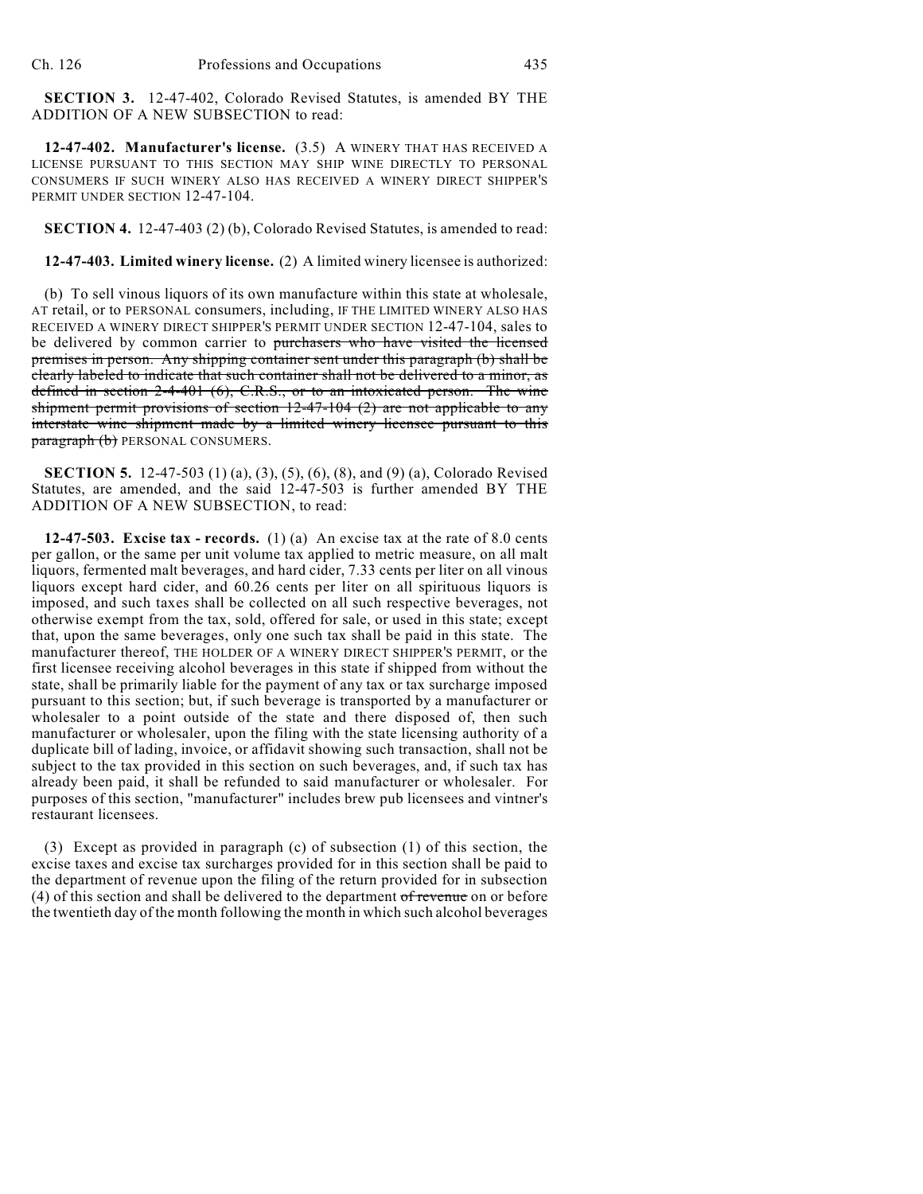**SECTION 3.** 12-47-402, Colorado Revised Statutes, is amended BY THE ADDITION OF A NEW SUBSECTION to read:

**12-47-402. Manufacturer's license.** (3.5) A WINERY THAT HAS RECEIVED A LICENSE PURSUANT TO THIS SECTION MAY SHIP WINE DIRECTLY TO PERSONAL CONSUMERS IF SUCH WINERY ALSO HAS RECEIVED A WINERY DIRECT SHIPPER'S PERMIT UNDER SECTION 12-47-104.

**SECTION 4.** 12-47-403 (2) (b), Colorado Revised Statutes, is amended to read:

**12-47-403. Limited winery license.** (2) A limited winery licensee is authorized:

(b) To sell vinous liquors of its own manufacture within this state at wholesale, AT retail, or to PERSONAL consumers, including, IF THE LIMITED WINERY ALSO HAS RECEIVED A WINERY DIRECT SHIPPER'S PERMIT UNDER SECTION 12-47-104, sales to be delivered by common carrier to ~~purchasers who have visited the licensed premises in person. Any shipping container sent under this paragraph (b) shall be clearly labeled to indicate that such container shall not be delivered to a minor, as defined in section 2-4-401 (6), C.R.S., or to an intoxicated person. The wine shipment permit provisions of section 12-47-104 (2) are not applicable to any interstate wine shipment made by a limited winery licensee pursuant to this paragraph (b)~~ PERSONAL CONSUMERS.

**SECTION 5.** 12-47-503 (1) (a), (3), (5), (6), (8), and (9) (a), Colorado Revised Statutes, are amended, and the said 12-47-503 is further amended BY THE ADDITION OF A NEW SUBSECTION, to read:

**12-47-503. Excise tax - records.** (1) (a) An excise tax at the rate of 8.0 cents per gallon, or the same per unit volume tax applied to metric measure, on all malt liquors, fermented malt beverages, and hard cider, 7.33 cents per liter on all vinous liquors except hard cider, and 60.26 cents per liter on all spirituous liquors is imposed, and such taxes shall be collected on all such respective beverages, not otherwise exempt from the tax, sold, offered for sale, or used in this state; except that, upon the same beverages, only one such tax shall be paid in this state. The manufacturer thereof, THE HOLDER OF A WINERY DIRECT SHIPPER'S PERMIT, or the first licensee receiving alcohol beverages in this state if shipped from without the state, shall be primarily liable for the payment of any tax or tax surcharge imposed pursuant to this section; but, if such beverage is transported by a manufacturer or wholesaler to a point outside of the state and there disposed of, then such manufacturer or wholesaler, upon the filing with the state licensing authority of a duplicate bill of lading, invoice, or affidavit showing such transaction, shall not be subject to the tax provided in this section on such beverages, and, if such tax has already been paid, it shall be refunded to said manufacturer or wholesaler. For purposes of this section, "manufacturer" includes brew pub licensees and vintner's restaurant licensees.

(3) Except as provided in paragraph (c) of subsection (1) of this section, the excise taxes and excise tax surcharges provided for in this section shall be paid to the department of revenue upon the filing of the return provided for in subsection (4) of this section and shall be delivered to the department ~~of revenue~~ on or before the twentieth day of the month following the month in which such alcohol beverages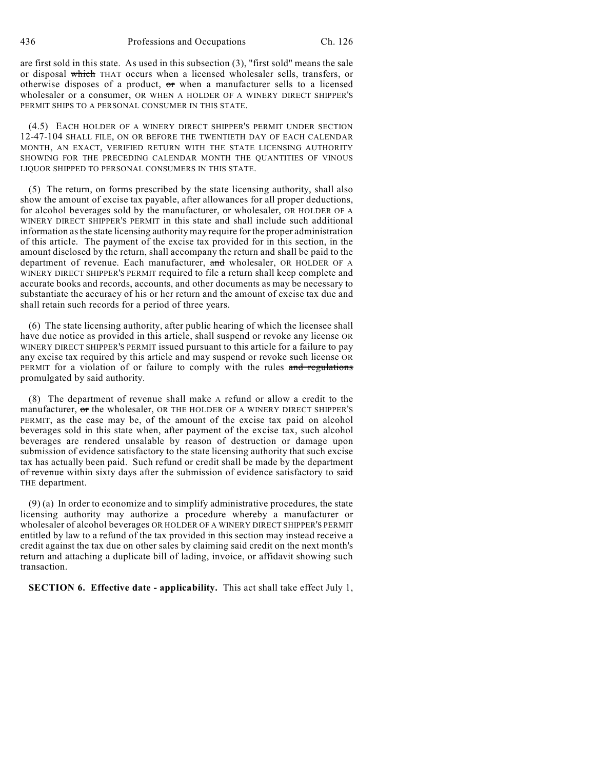are first sold in this state. As used in this subsection (3), "first sold" means the sale or disposal ~~which~~ THAT occurs when a licensed wholesaler sells, transfers, or otherwise disposes of a product, ~~or~~ when a manufacturer sells to a licensed wholesaler or a consumer, OR WHEN A HOLDER OF A WINERY DIRECT SHIPPER'S PERMIT SHIPS TO A PERSONAL CONSUMER IN THIS STATE.

(4.5) EACH HOLDER OF A WINERY DIRECT SHIPPER'S PERMIT UNDER SECTION 12-47-104 SHALL FILE, ON OR BEFORE THE TWENTIETH DAY OF EACH CALENDAR MONTH, AN EXACT, VERIFIED RETURN WITH THE STATE LICENSING AUTHORITY SHOWING FOR THE PRECEDING CALENDAR MONTH THE QUANTITIES OF VINOUS LIQUOR SHIPPED TO PERSONAL CONSUMERS IN THIS STATE.

(5) The return, on forms prescribed by the state licensing authority, shall also show the amount of excise tax payable, after allowances for all proper deductions, for alcohol beverages sold by the manufacturer, ~~or~~ wholesaler, OR HOLDER OF A WINERY DIRECT SHIPPER'S PERMIT in this state and shall include such additional information as the state licensing authority may require for the proper administration of this article. The payment of the excise tax provided for in this section, in the amount disclosed by the return, shall accompany the return and shall be paid to the department of revenue. Each manufacturer, ~~and~~ wholesaler, OR HOLDER OF A WINERY DIRECT SHIPPER'S PERMIT required to file a return shall keep complete and accurate books and records, accounts, and other documents as may be necessary to substantiate the accuracy of his or her return and the amount of excise tax due and shall retain such records for a period of three years.

(6) The state licensing authority, after public hearing of which the licensee shall have due notice as provided in this article, shall suspend or revoke any license OR WINERY DIRECT SHIPPER'S PERMIT issued pursuant to this article for a failure to pay any excise tax required by this article and may suspend or revoke such license OR PERMIT for a violation of or failure to comply with the rules ~~and regulations~~ promulgated by said authority.

(8) The department of revenue shall make A refund or allow a credit to the manufacturer, ~~or~~ the wholesaler, OR THE HOLDER OF A WINERY DIRECT SHIPPER'S PERMIT, as the case may be, of the amount of the excise tax paid on alcohol beverages sold in this state when, after payment of the excise tax, such alcohol beverages are rendered unsalable by reason of destruction or damage upon submission of evidence satisfactory to the state licensing authority that such excise tax has actually been paid. Such refund or credit shall be made by the department ~~of revenue~~ within sixty days after the submission of evidence satisfactory to ~~said~~ THE department.

(9) (a) In order to economize and to simplify administrative procedures, the state licensing authority may authorize a procedure whereby a manufacturer or wholesaler of alcohol beverages OR HOLDER OF A WINERY DIRECT SHIPPER'S PERMIT entitled by law to a refund of the tax provided in this section may instead receive a credit against the tax due on other sales by claiming said credit on the next month's return and attaching a duplicate bill of lading, invoice, or affidavit showing such transaction.

**SECTION 6. Effective date - applicability.** This act shall take effect July 1,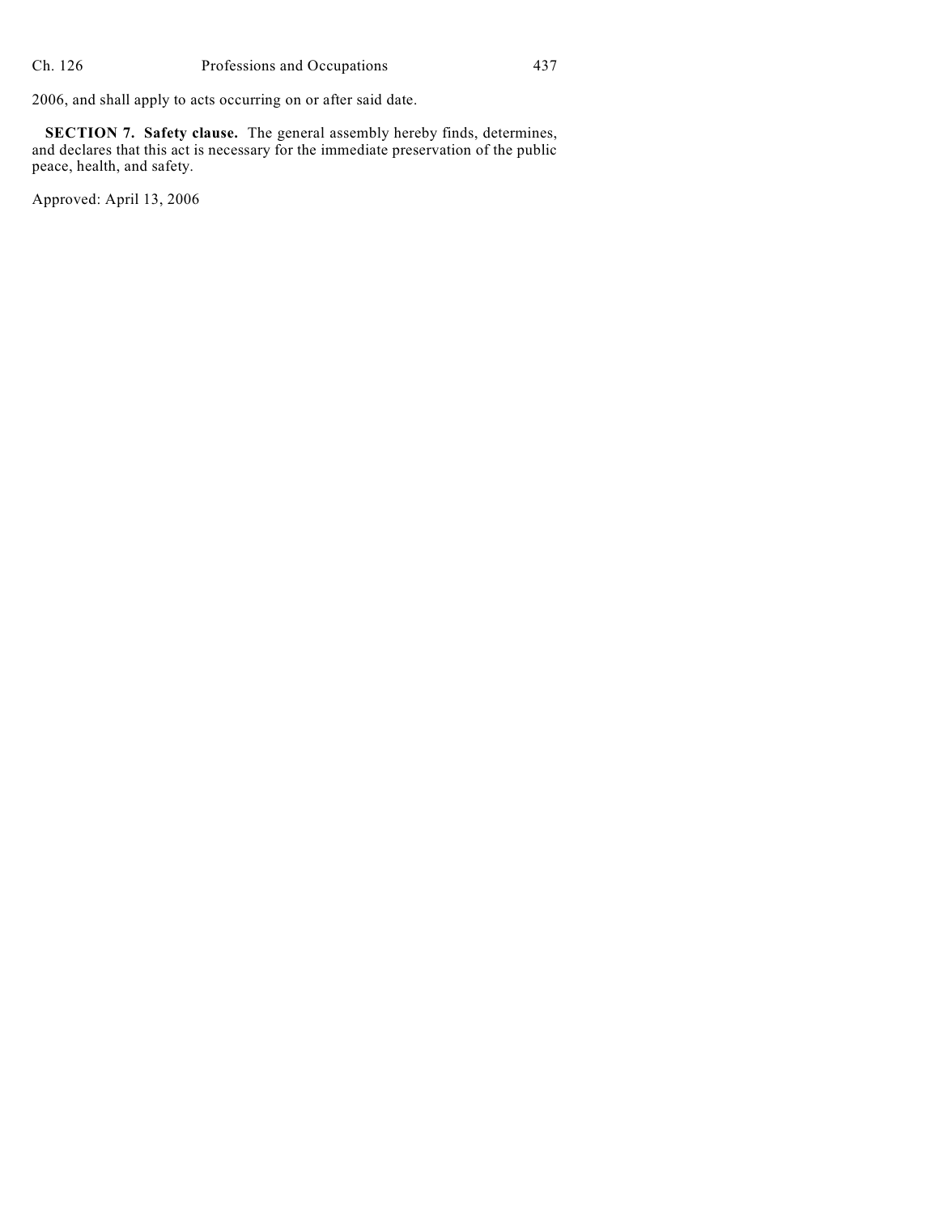2006, and shall apply to acts occurring on or after said date.

**SECTION 7. Safety clause.** The general assembly hereby finds, determines, and declares that this act is necessary for the immediate preservation of the public peace, health, and safety.

Approved: April 13, 2006